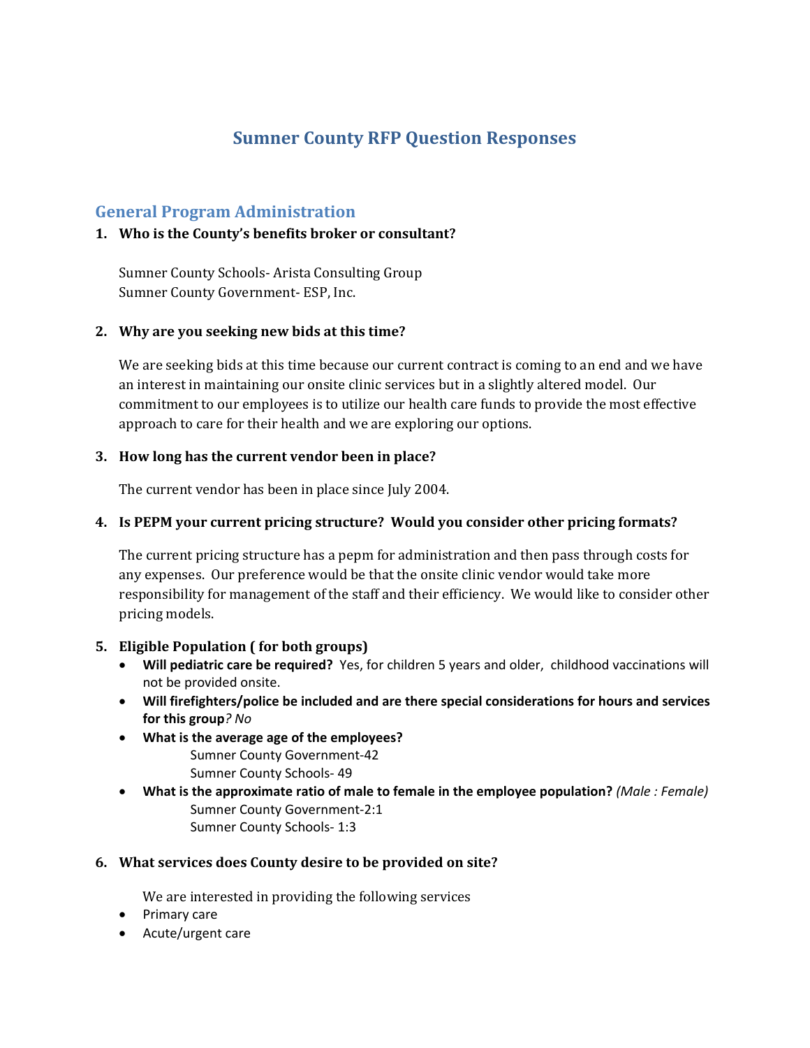# Sumner County RFP Question Responses

## General Program Administration

1. **Who is the County's benefits broker or consultant?**

   Sumner County Schools- Arista Consulting Group
   Sumner County Government- ESP, Inc.

2. **Why are you seeking new bids at this time?**

   We are seeking bids at this time because our current contract is coming to an end and we have an interest in maintaining our onsite clinic services but in a slightly altered model. Our commitment to our employees is to utilize our health care funds to provide the most effective approach to care for their health and we are exploring our options.

3. **How long has the current vendor been in place?**

   The current vendor has been in place since July 2004.

4. **Is PEPM your current pricing structure? Would you consider other pricing formats?**

   The current pricing structure has a pepm for administration and then pass through costs for any expenses. Our preference would be that the onsite clinic vendor would take more responsibility for management of the staff and their efficiency. We would like to consider other pricing models.

5. **Eligible Population ( for both groups)**
   - **Will pediatric care be required?** Yes, for children 5 years and older, childhood vaccinations will not be provided onsite.
   - **Will firefighters/police be included and are there special considerations for hours and services for this group**? *No*
   - **What is the average age of the employees?**
     Sumner County Government-42
     Sumner County Schools- 49
   - **What is the approximate ratio of male to female in the employee population?** *(Male : Female)*
     Sumner County Government-2:1
     Sumner County Schools- 1:3

6. **What services does County desire to be provided on site?**

   We are interested in providing the following services
   - Primary care
   - Acute/urgent care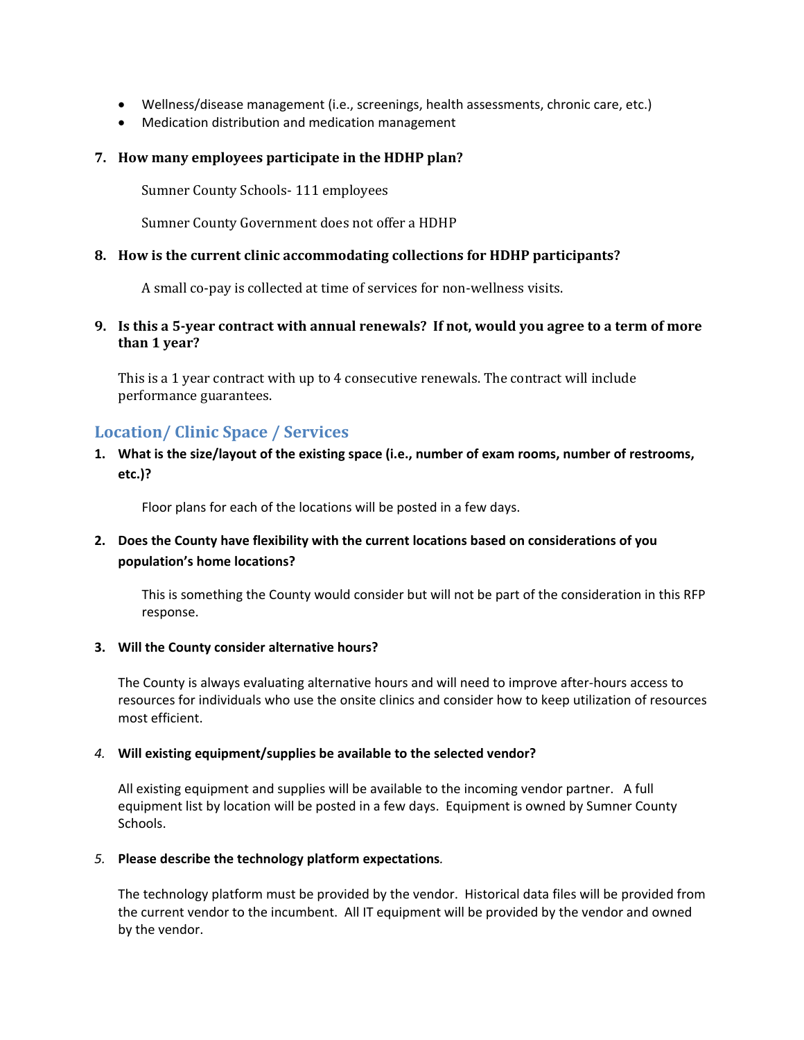- Wellness/disease management (i.e., screenings, health assessments, chronic care, etc.)
- Medication distribution and medication management

**7. How many employees participate in the HDHP plan?**

Sumner County Schools- 111 employees

Sumner County Government does not offer a HDHP

**8. How is the current clinic accommodating collections for HDHP participants?**

A small co-pay is collected at time of services for non-wellness visits.

**9. Is this a 5-year contract with annual renewals? If not, would you agree to a term of more than 1 year?**

This is a 1 year contract with up to 4 consecutive renewals. The contract will include performance guarantees.

## Location/ Clinic Space / Services

**1. What is the size/layout of the existing space (i.e., number of exam rooms, number of restrooms, etc.)?**

Floor plans for each of the locations will be posted in a few days.

**2. Does the County have flexibility with the current locations based on considerations of you population's home locations?**

This is something the County would consider but will not be part of the consideration in this RFP response.

**3. Will the County consider alternative hours?**

The County is always evaluating alternative hours and will need to improve after-hours access to resources for individuals who use the onsite clinics and consider how to keep utilization of resources most efficient.

*4.* **Will existing equipment/supplies be available to the selected vendor?**

All existing equipment and supplies will be available to the incoming vendor partner. A full equipment list by location will be posted in a few days. Equipment is owned by Sumner County Schools.

*5.* **Please describe the technology platform expectations***.*

The technology platform must be provided by the vendor. Historical data files will be provided from the current vendor to the incumbent. All IT equipment will be provided by the vendor and owned by the vendor.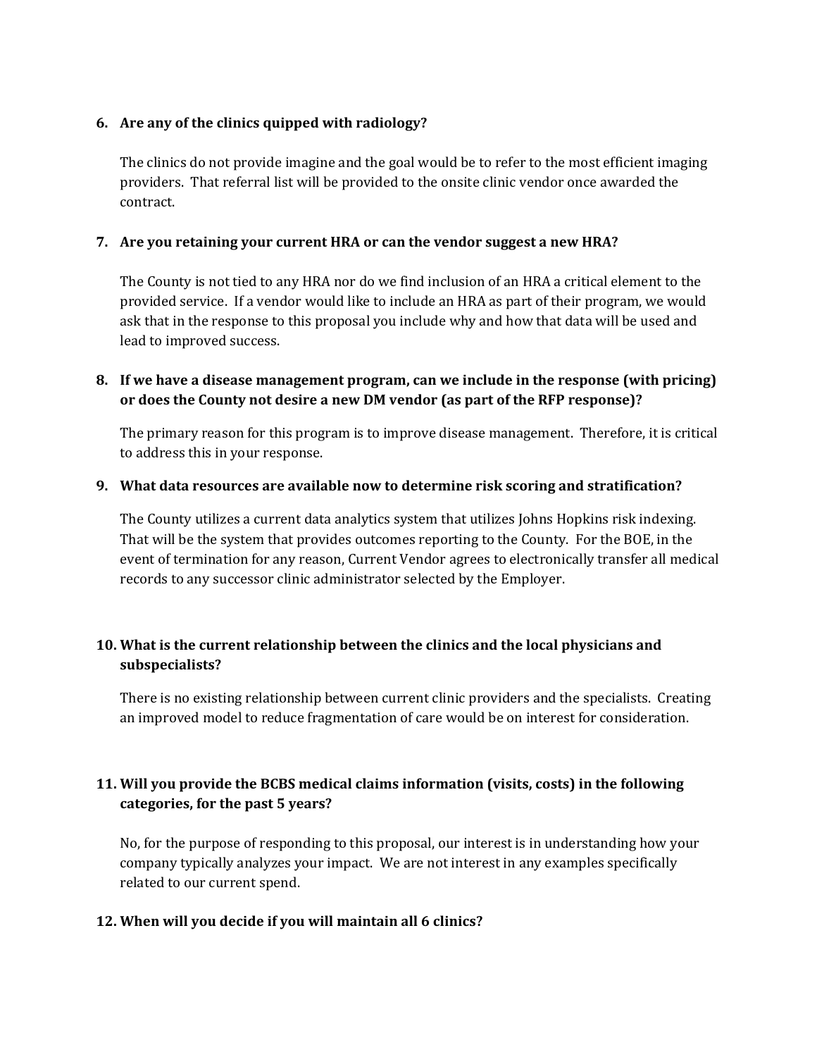6. **Are any of the clinics quipped with radiology?**

   The clinics do not provide imagine and the goal would be to refer to the most efficient imaging providers. That referral list will be provided to the onsite clinic vendor once awarded the contract.

7. **Are you retaining your current HRA or can the vendor suggest a new HRA?**

   The County is not tied to any HRA nor do we find inclusion of an HRA a critical element to the provided service. If a vendor would like to include an HRA as part of their program, we would ask that in the response to this proposal you include why and how that data will be used and lead to improved success.

8. **If we have a disease management program, can we include in the response (with pricing) or does the County not desire a new DM vendor (as part of the RFP response)?**

   The primary reason for this program is to improve disease management. Therefore, it is critical to address this in your response.

9. **What data resources are available now to determine risk scoring and stratification?**

   The County utilizes a current data analytics system that utilizes Johns Hopkins risk indexing. That will be the system that provides outcomes reporting to the County. For the BOE, in the event of termination for any reason, Current Vendor agrees to electronically transfer all medical records to any successor clinic administrator selected by the Employer.

10. **What is the current relationship between the clinics and the local physicians and subspecialists?**

    There is no existing relationship between current clinic providers and the specialists. Creating an improved model to reduce fragmentation of care would be on interest for consideration.

11. **Will you provide the BCBS medical claims information (visits, costs) in the following categories, for the past 5 years?**

    No, for the purpose of responding to this proposal, our interest is in understanding how your company typically analyzes your impact. We are not interest in any examples specifically related to our current spend.

12. **When will you decide if you will maintain all 6 clinics?**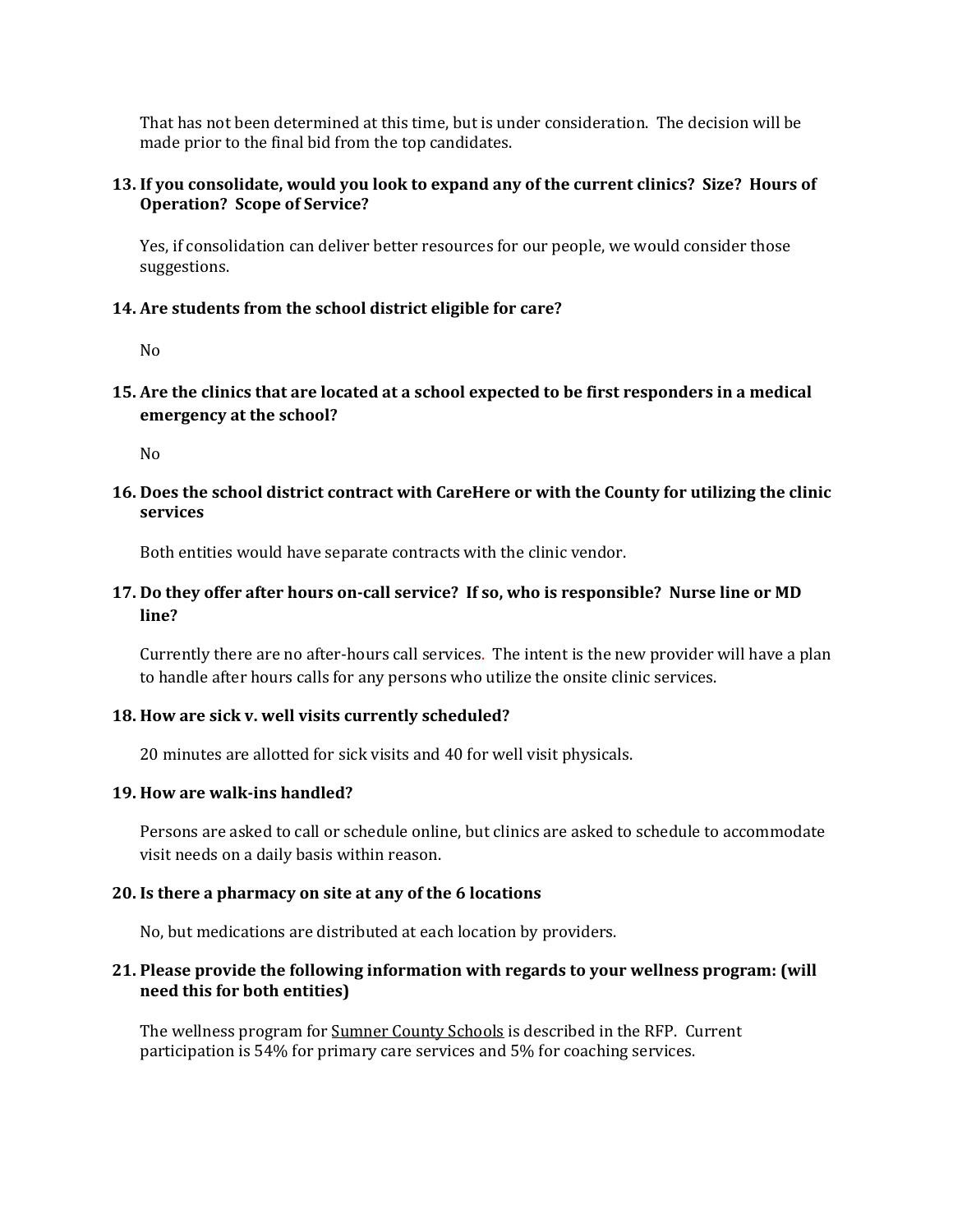That has not been determined at this time, but is under consideration. The decision will be made prior to the final bid from the top candidates.

**13. If you consolidate, would you look to expand any of the current clinics? Size? Hours of Operation? Scope of Service?**

Yes, if consolidation can deliver better resources for our people, we would consider those suggestions.

**14. Are students from the school district eligible for care?**

No

**15. Are the clinics that are located at a school expected to be first responders in a medical emergency at the school?**

No

**16. Does the school district contract with CareHere or with the County for utilizing the clinic services**

Both entities would have separate contracts with the clinic vendor.

**17. Do they offer after hours on-call service? If so, who is responsible? Nurse line or MD line?**

Currently there are no after-hours call services. The intent is the new provider will have a plan to handle after hours calls for any persons who utilize the onsite clinic services.

**18. How are sick v. well visits currently scheduled?**

20 minutes are allotted for sick visits and 40 for well visit physicals.

**19. How are walk-ins handled?**

Persons are asked to call or schedule online, but clinics are asked to schedule to accommodate visit needs on a daily basis within reason.

**20. Is there a pharmacy on site at any of the 6 locations**

No, but medications are distributed at each location by providers.

**21. Please provide the following information with regards to your wellness program: (will need this for both entities)**

The wellness program for Sumner County Schools is described in the RFP. Current participation is 54% for primary care services and 5% for coaching services.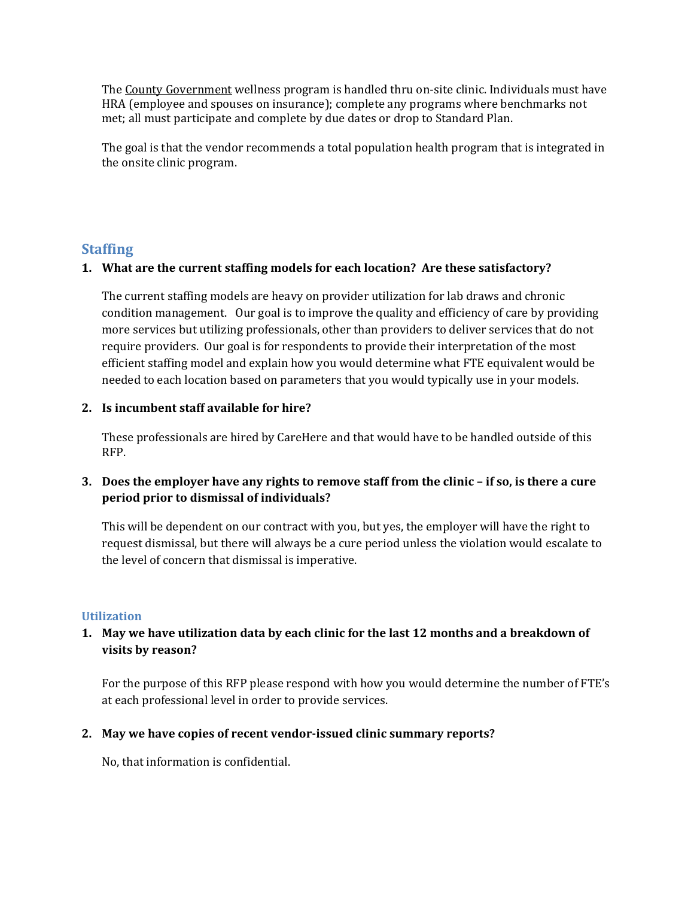The County Government wellness program is handled thru on-site clinic. Individuals must have HRA (employee and spouses on insurance); complete any programs where benchmarks not met; all must participate and complete by due dates or drop to Standard Plan.

The goal is that the vendor recommends a total population health program that is integrated in the onsite clinic program.

## Staffing

1. **What are the current staffing models for each location? Are these satisfactory?**

   The current staffing models are heavy on provider utilization for lab draws and chronic condition management. Our goal is to improve the quality and efficiency of care by providing more services but utilizing professionals, other than providers to deliver services that do not require providers. Our goal is for respondents to provide their interpretation of the most efficient staffing model and explain how you would determine what FTE equivalent would be needed to each location based on parameters that you would typically use in your models.

2. **Is incumbent staff available for hire?**

   These professionals are hired by CareHere and that would have to be handled outside of this RFP.

3. **Does the employer have any rights to remove staff from the clinic – if so, is there a cure period prior to dismissal of individuals?**

   This will be dependent on our contract with you, but yes, the employer will have the right to request dismissal, but there will always be a cure period unless the violation would escalate to the level of concern that dismissal is imperative.

### Utilization

1. **May we have utilization data by each clinic for the last 12 months and a breakdown of visits by reason?**

   For the purpose of this RFP please respond with how you would determine the number of FTE's at each professional level in order to provide services.

2. **May we have copies of recent vendor-issued clinic summary reports?**

   No, that information is confidential.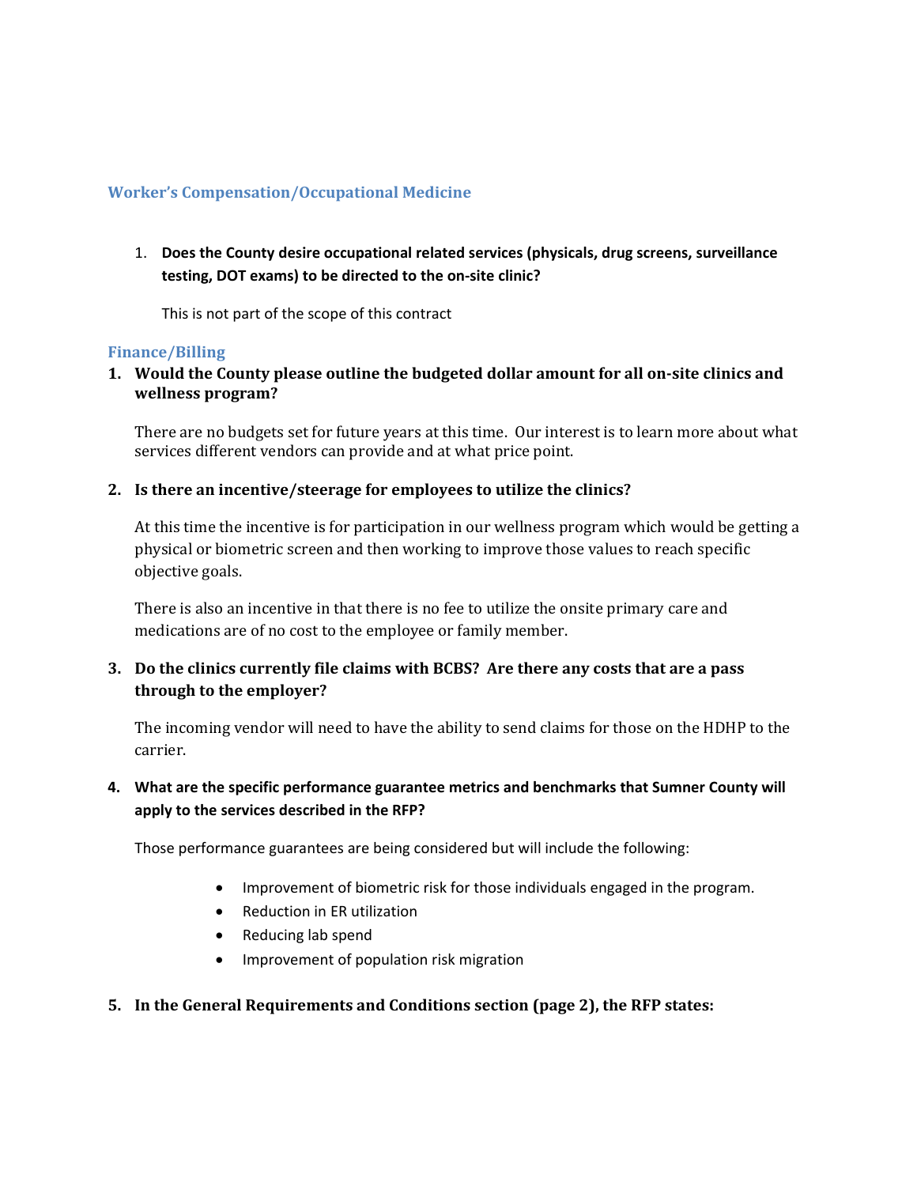## Worker's Compensation/Occupational Medicine

1. **Does the County desire occupational related services (physicals, drug screens, surveillance testing, DOT exams) to be directed to the on-site clinic?**

   This is not part of the scope of this contract

## Finance/Billing

1. **Would the County please outline the budgeted dollar amount for all on-site clinics and wellness program?**

   There are no budgets set for future years at this time. Our interest is to learn more about what services different vendors can provide and at what price point.

2. **Is there an incentive/steerage for employees to utilize the clinics?**

   At this time the incentive is for participation in our wellness program which would be getting a physical or biometric screen and then working to improve those values to reach specific objective goals.

   There is also an incentive in that there is no fee to utilize the onsite primary care and medications are of no cost to the employee or family member.

3. **Do the clinics currently file claims with BCBS? Are there any costs that are a pass through to the employer?**

   The incoming vendor will need to have the ability to send claims for those on the HDHP to the carrier.

4. **What are the specific performance guarantee metrics and benchmarks that Sumner County will apply to the services described in the RFP?**

   Those performance guarantees are being considered but will include the following:

   - Improvement of biometric risk for those individuals engaged in the program.
   - Reduction in ER utilization
   - Reducing lab spend
   - Improvement of population risk migration

5. **In the General Requirements and Conditions section (page 2), the RFP states:**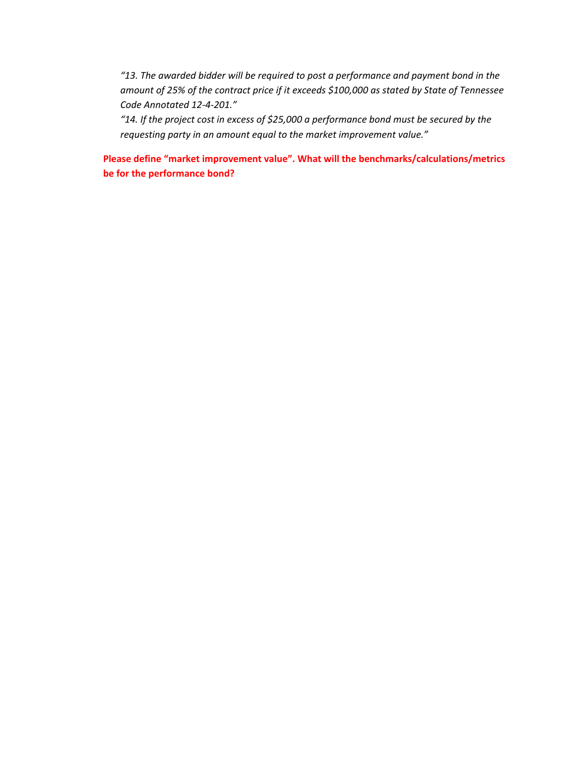*"13. The awarded bidder will be required to post a performance and payment bond in the amount of 25% of the contract price if it exceeds $100,000 as stated by State of Tennessee Code Annotated 12-4-201."*

*"14. If the project cost in excess of $25,000 a performance bond must be secured by the requesting party in an amount equal to the market improvement value."*

**Please define "market improvement value". What will the benchmarks/calculations/metrics be for the performance bond?**